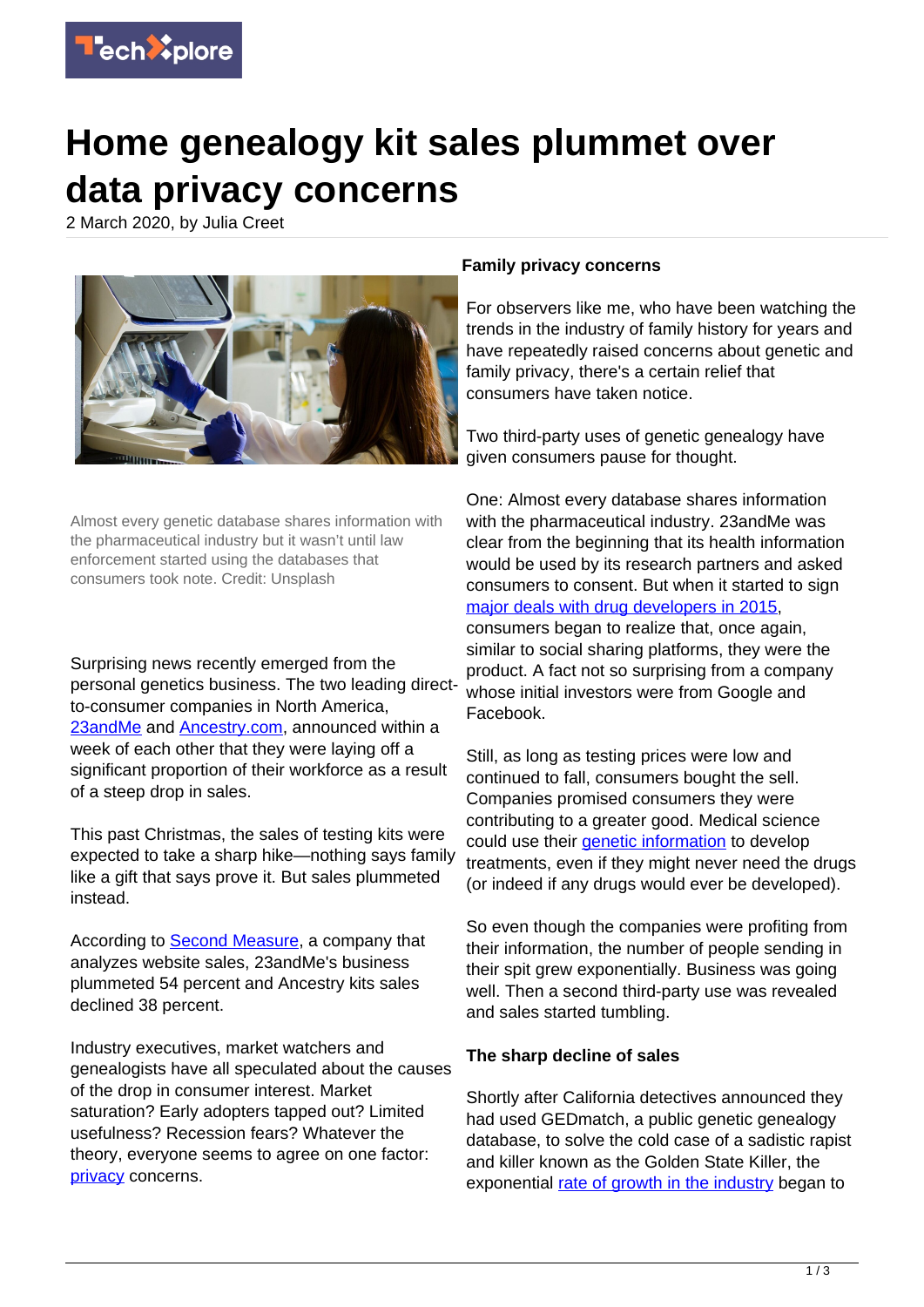# Home genealogy kit sales plummet over data privacy concerns

2 March 2020, by Julia Creet

Almost every genetic database shares information with the pharmaceutical industry but it wasn't until law enforcement started using the databases that consumers took note. Credit: Unsplash

Surprising news recently emerged from the personal genetics business. The two leading direct-to-consumer companies in North America, 23andMe and Ancestry.com, announced within a week of each other that they were laying off a significant proportion of their workforce as a result of a steep drop in sales.

This past Christmas, the sales of testing kits were expected to take a sharp hike—nothing says family like a gift that says prove it. But sales plummeted instead.

According to Second Measure, a company that analyzes website sales, 23andMe's business plummeted 54 percent and Ancestry kits sales declined 38 percent.

Industry executives, market watchers and genealogists have all speculated about the causes of the drop in consumer interest. Market saturation? Early adopters tapped out? Limited usefulness? Recession fears? Whatever the theory, everyone seems to agree on one factor: privacy concerns.

**Family privacy concerns**

For observers like me, who have been watching the trends in the industry of family history for years and have repeatedly raised concerns about genetic and family privacy, there's a certain relief that consumers have taken notice.

Two third-party uses of genetic genealogy have given consumers pause for thought.

One: Almost every database shares information with the pharmaceutical industry. 23andMe was clear from the beginning that its health information would be used by its research partners and asked consumers to consent. But when it started to sign major deals with drug developers in 2015, consumers began to realize that, once again, similar to social sharing platforms, they were the product. A fact not so surprising from a company whose initial investors were from Google and Facebook.

Still, as long as testing prices were low and continued to fall, consumers bought the sell. Companies promised consumers they were contributing to a greater good. Medical science could use their genetic information to develop treatments, even if they might never need the drugs (or indeed if any drugs would ever be developed).

So even though the companies were profiting from their information, the number of people sending in their spit grew exponentially. Business was going well. Then a second third-party use was revealed and sales started tumbling.

**The sharp decline of sales**

Shortly after California detectives announced they had used GEDmatch, a public genetic genealogy database, to solve the cold case of a sadistic rapist and killer known as the Golden State Killer, the exponential rate of growth in the industry began to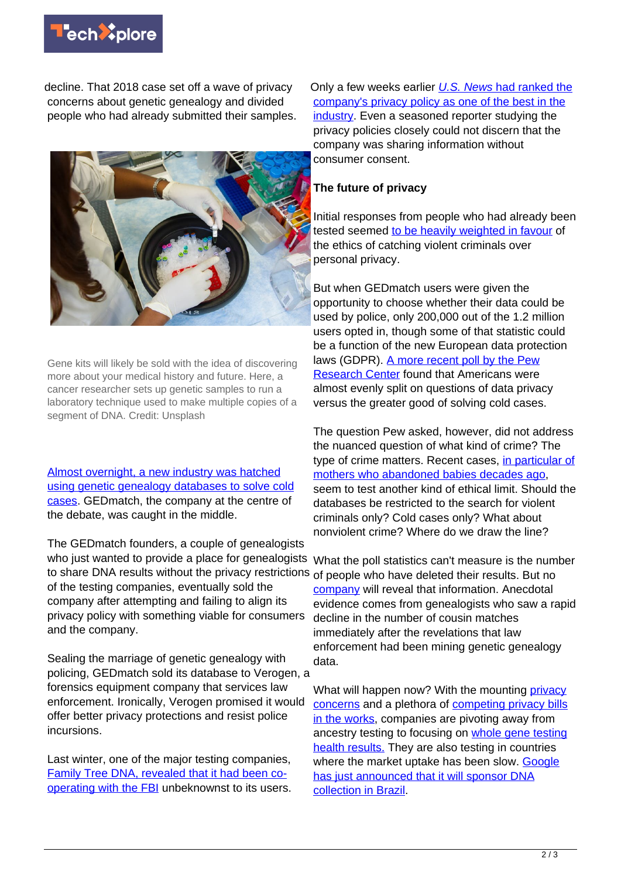decline. That 2018 case set off a wave of privacy concerns about genetic genealogy and divided people who had already submitted their samples.

Gene kits will likely be sold with the idea of discovering more about your medical history and future. Here, a cancer researcher sets up genetic samples to run a laboratory technique used to make multiple copies of a segment of DNA. Credit: Unsplash

Almost overnight, a new industry was hatched using genetic genealogy databases to solve cold cases. GEDmatch, the company at the centre of the debate, was caught in the middle.

The GEDmatch founders, a couple of genealogists who just wanted to provide a place for genealogists to share DNA results without the privacy restrictions of the testing companies, eventually sold the company after attempting and failing to align its privacy policy with something viable for consumers and the company.

Sealing the marriage of genetic genealogy with policing, GEDmatch sold its database to Verogen, a forensics equipment company that services law enforcement. Ironically, Verogen promised it would offer better privacy protections and resist police incursions.

Last winter, one of the major testing companies, Family Tree DNA, revealed that it had been co-operating with the FBI unbeknownst to its users.

Only a few weeks earlier *U.S. News* had ranked the company's privacy policy as one of the best in the industry. Even a seasoned reporter studying the privacy policies closely could not discern that the company was sharing information without consumer consent.

## The future of privacy

Initial responses from people who had already been tested seemed to be heavily weighted in favour of the ethics of catching violent criminals over personal privacy.

But when GEDmatch users were given the opportunity to choose whether their data could be used by police, only 200,000 out of the 1.2 million users opted in, though some of that statistic could be a function of the new European data protection laws (GDPR). A more recent poll by the Pew Research Center found that Americans were almost evenly split on questions of data privacy versus the greater good of solving cold cases.

The question Pew asked, however, did not address the nuanced question of what kind of crime? The type of crime matters. Recent cases, in particular of mothers who abandoned babies decades ago, seem to test another kind of ethical limit. Should the databases be restricted to the search for violent criminals only? Cold cases only? What about nonviolent crime? Where do we draw the line?

What the poll statistics can't measure is the number of people who have deleted their results. But no company will reveal that information. Anecdotal evidence comes from genealogists who saw a rapid decline in the number of cousin matches immediately after the revelations that law enforcement had been mining genetic genealogy data.

What will happen now? With the mounting privacy concerns and a plethora of competing privacy bills in the works, companies are pivoting away from ancestry testing to focusing on whole gene testing health results. They are also testing in countries where the market uptake has been slow. Google has just announced that it will sponsor DNA collection in Brazil.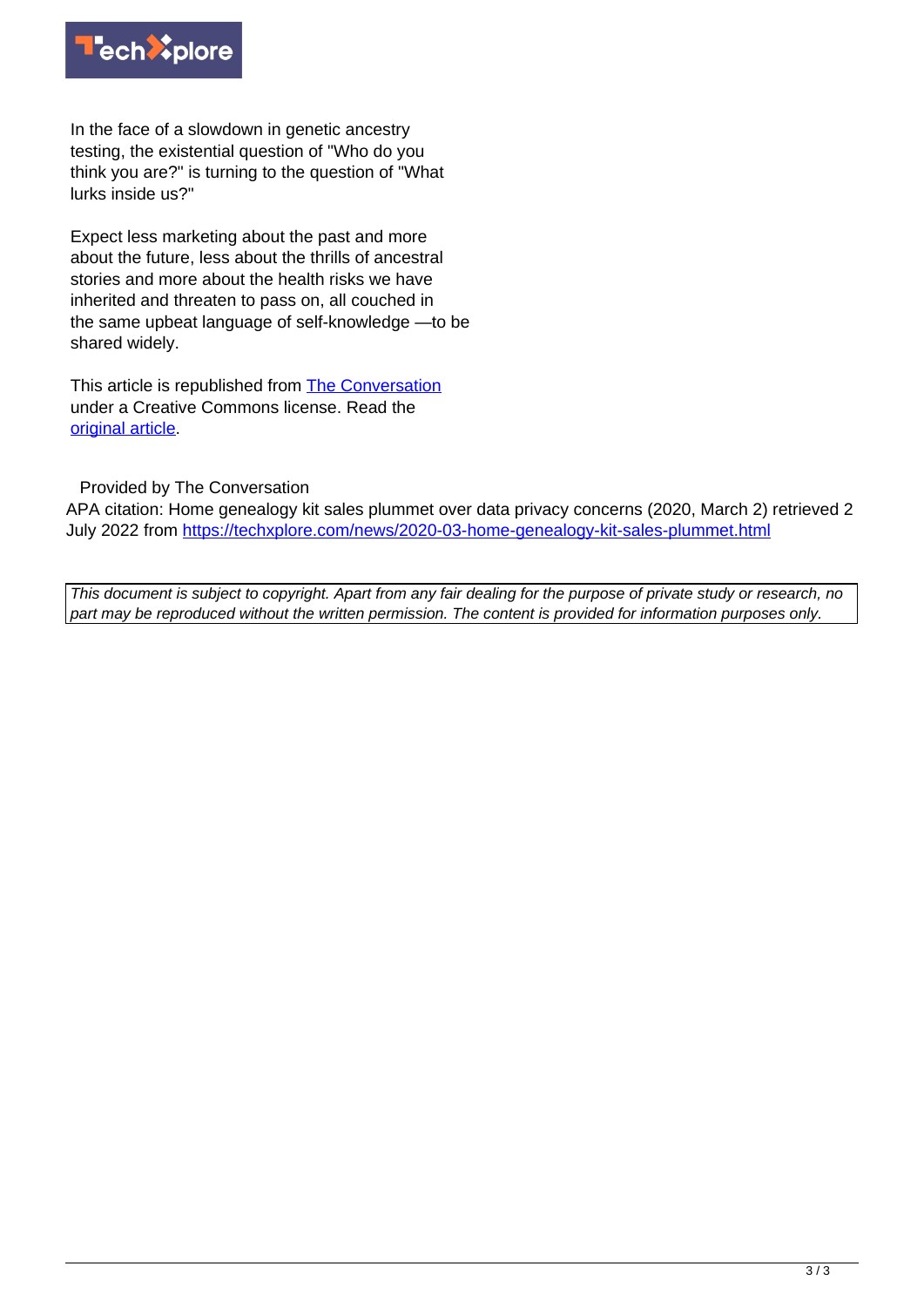In the face of a slowdown in genetic ancestry testing, the existential question of "Who do you think you are?" is turning to the question of "What lurks inside us?"

Expect less marketing about the past and more about the future, less about the thrills of ancestral stories and more about the health risks we have inherited and threaten to pass on, all couched in the same upbeat language of self-knowledge —to be shared widely.

This article is republished from [The Conversation](https://theconversation.com) under a Creative Commons license. Read the [original article](https://theconversation.com).

Provided by The Conversation

APA citation: Home genealogy kit sales plummet over data privacy concerns (2020, March 2) retrieved 2 July 2022 from https://techxplore.com/news/2020-03-home-genealogy-kit-sales-plummet.html

*This document is subject to copyright. Apart from any fair dealing for the purpose of private study or research, no part may be reproduced without the written permission. The content is provided for information purposes only.*